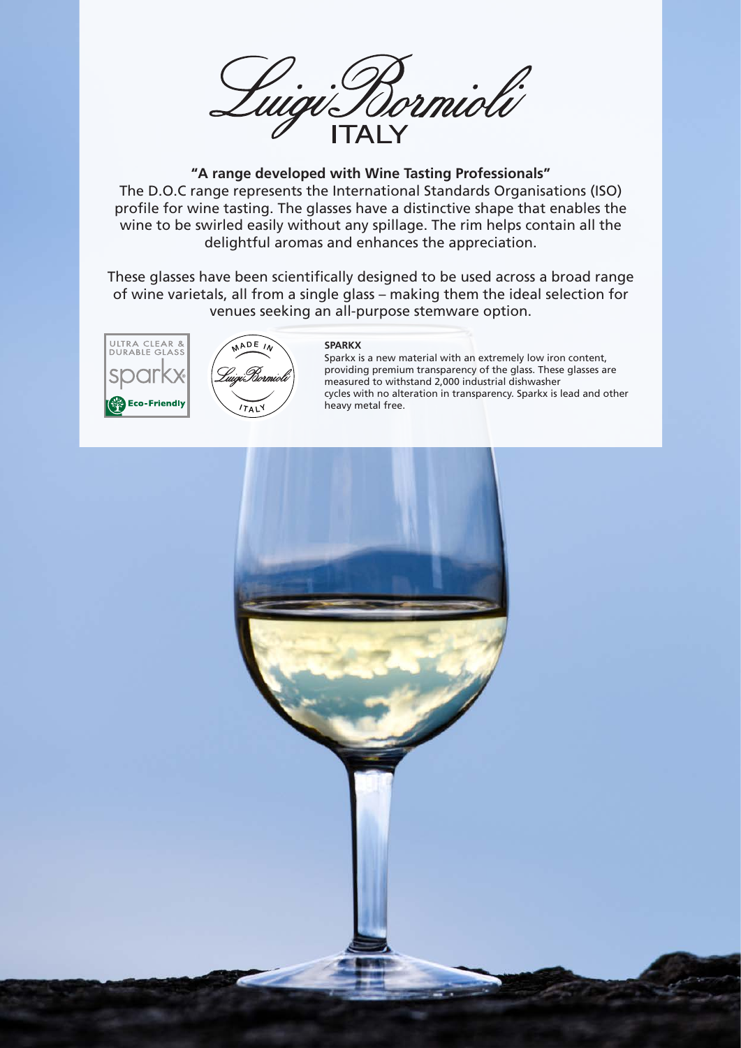# Luigi Bormioli

ITALY

**"A range developed with Wine Tasting Professionals"**

The D.O.C range represents the International Standards Organisations (ISO) profile for wine tasting. The glasses have a distinctive shape that enables the wine to be swirled easily without any spillage. The rim helps contain all the delightful aromas and enhances the appreciation.

These glasses have been scientifically designed to be used across a broad range of wine varietals, all from a single glass – making them the ideal selection for venues seeking an all-purpose stemware option.

ULTRA CLEAR & DURABLE GLASS

sparkx®

Eco-Friendly

MADE IN Luigi Bormioli ITALY

**SPARKX**

Sparkx is a new material with an extremely low iron content, providing premium transparency of the glass. These glasses are measured to withstand 2,000 industrial dishwasher cycles with no alteration in transparency. Sparkx is lead and other heavy metal free.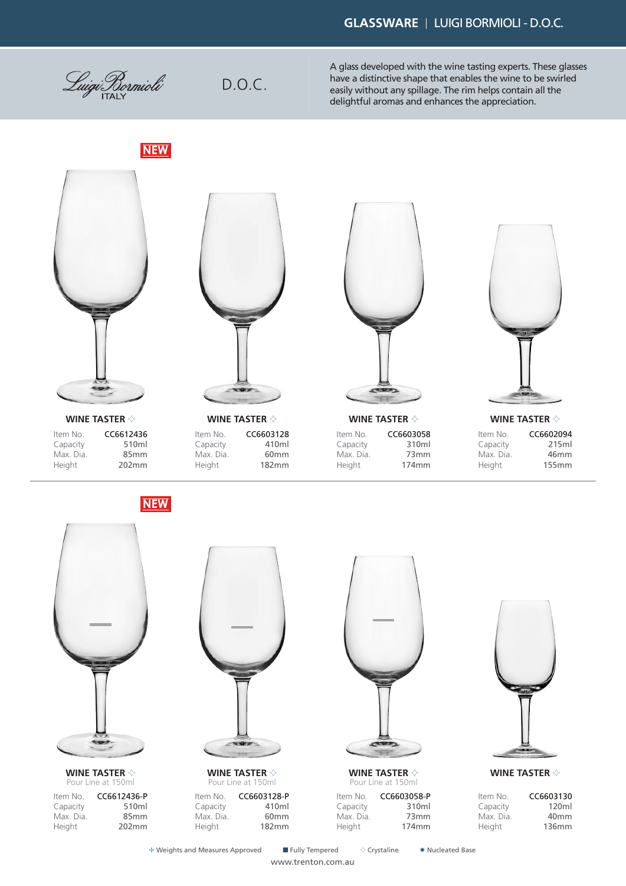# GLASSWARE | LUIGI BORMIOLI - D.O.C.

Luigi Bormioli ITALY

D.O.C.

A glass developed with the wine tasting experts. These glasses have a distinctive shape that enables the wine to be swirled easily without any spillage. The rim helps contain all the delightful aromas and enhances the appreciation.

NEW

**WINE TASTER** ✧

| | |
|---|---|
| Item No. | CC6612436 |
| Capacity | 510ml |
| Max. Dia. | 85mm |
| Height | 202mm |

**WINE TASTER** ✧

| | |
|---|---|
| Item No. | CC6603128 |
| Capacity | 410ml |
| Max. Dia. | 60mm |
| Height | 182mm |

**WINE TASTER** ✧

| | |
|---|---|
| Item No. | CC6603058 |
| Capacity | 310ml |
| Max. Dia. | 73mm |
| Height | 174mm |

**WINE TASTER** ✧

| | |
|---|---|
| Item No. | CC6602094 |
| Capacity | 215ml |
| Max. Dia. | 46mm |
| Height | 155mm |

NEW

**WINE TASTER** ✧
Pour Line at 150ml

| | |
|---|---|
| Item No. | CC6612436-P |
| Capacity | 510ml |
| Max. Dia. | 85mm |
| Height | 202mm |

**WINE TASTER** ✧
Pour Line at 150ml

| | |
|---|---|
| Item No. | CC6603128-P |
| Capacity | 410ml |
| Max. Dia. | 60mm |
| Height | 182mm |

**WINE TASTER** ✧
Pour Line at 150ml

| | |
|---|---|
| Item No. | CC6603058-P |
| Capacity | 310ml |
| Max. Dia. | 73mm |
| Height | 174mm |

**WINE TASTER** ✧

| | |
|---|---|
| Item No. | CC6603130 |
| Capacity | 120ml |
| Max. Dia. | 40mm |
| Height | 136mm |

✣ Weights and Measures Approved ■ Fully Tempered ✧ Crystaline ✱ Nucleated Base

www.trenton.com.au